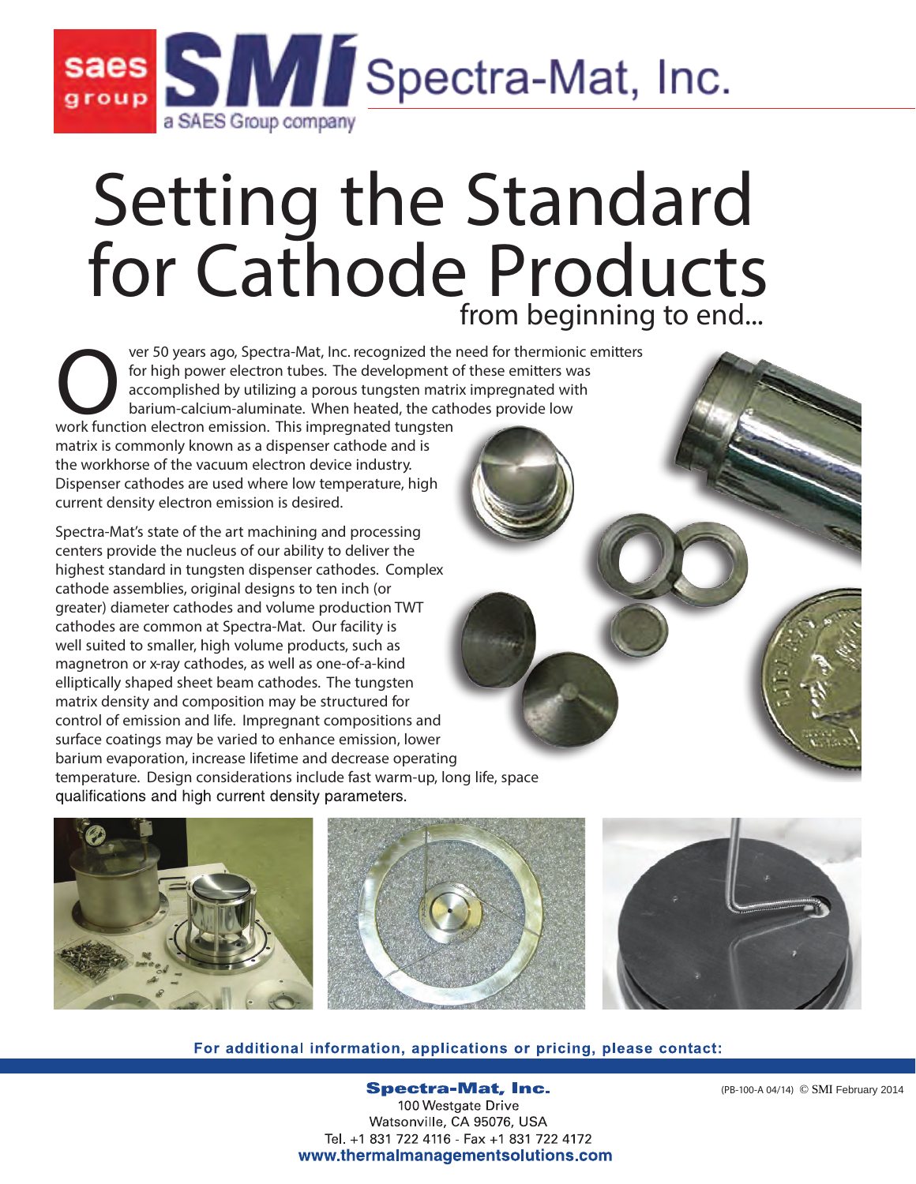saes group **SMI** Spectra-Mat, Inc.
a SAES Group company

# Setting the Standard for Cathode Products

## from beginning to end...

Over 50 years ago, Spectra-Mat, Inc. recognized the need for thermionic emitters for high power electron tubes. The development of these emitters was accomplished by utilizing a porous tungsten matrix impregnated with barium-calcium-aluminate. When heated, the cathodes provide low work function electron emission. This impregnated tungsten matrix is commonly known as a dispenser cathode and is the workhorse of the vacuum electron device industry. Dispenser cathodes are used where low temperature, high current density electron emission is desired.

Spectra-Mat's state of the art machining and processing centers provide the nucleus of our ability to deliver the highest standard in tungsten dispenser cathodes. Complex cathode assemblies, original designs to ten inch (or greater) diameter cathodes and volume production TWT cathodes are common at Spectra-Mat. Our facility is well suited to smaller, high volume products, such as magnetron or x-ray cathodes, as well as one-of-a-kind elliptically shaped sheet beam cathodes. The tungsten matrix density and composition may be structured for control of emission and life. Impregnant compositions and surface coatings may be varied to enhance emission, lower barium evaporation, increase lifetime and decrease operating temperature. Design considerations include fast warm-up, long life, space qualifications and high current density parameters.

**For additional information, applications or pricing, please contact:**

**Spectra-Mat, Inc.**
100 Westgate Drive
Watsonville, CA 95076, USA
Tel. +1 831 722 4116 - Fax +1 831 722 4172
**www.thermalmanagementsolutions.com**

(PB-100-A 04/14) © SMI February 2014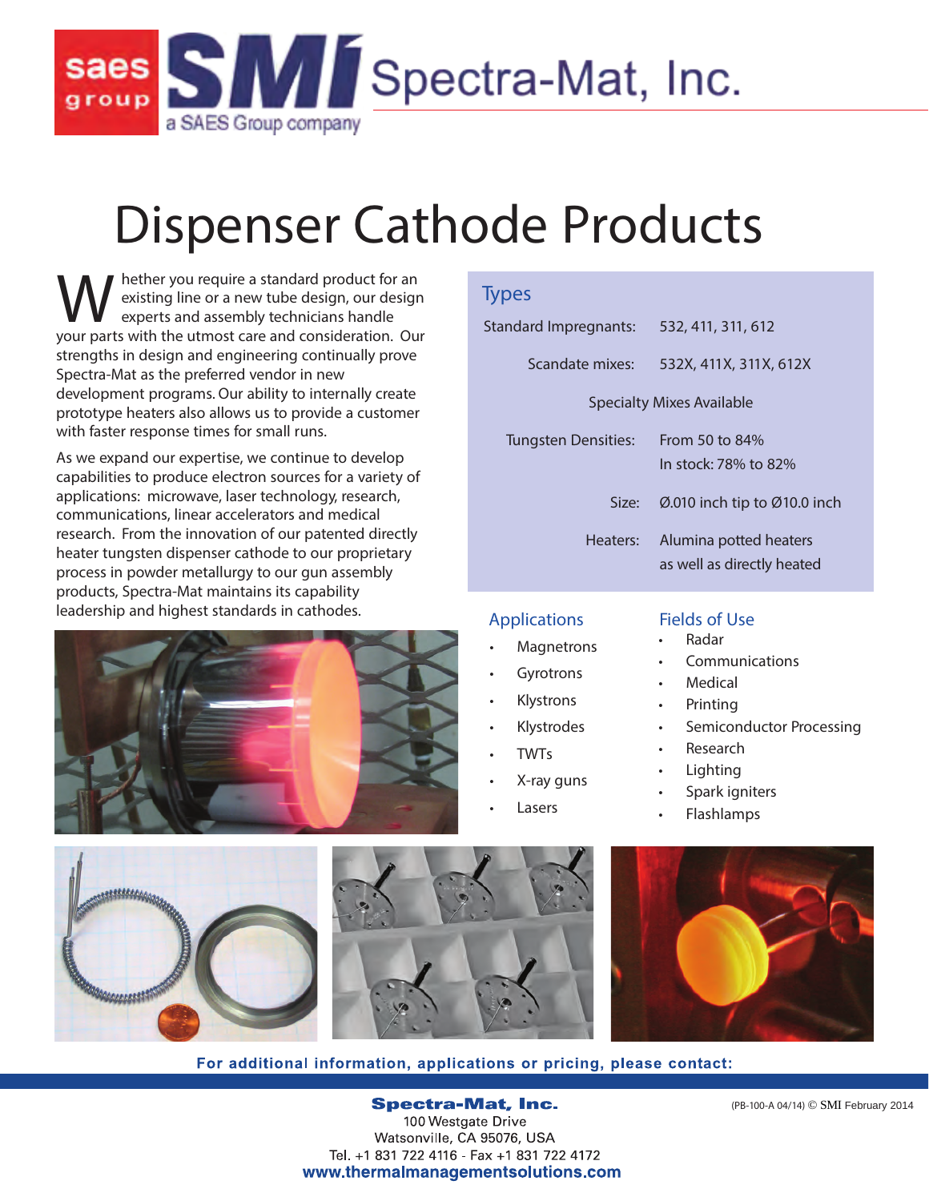# Dispenser Cathode Products

Whether you require a standard product for an existing line or a new tube design, our design experts and assembly technicians handle your parts with the utmost care and consideration. Our strengths in design and engineering continually prove Spectra-Mat as the preferred vendor in new development programs. Our ability to internally create prototype heaters also allows us to provide a customer with faster response times for small runs.

As we expand our expertise, we continue to develop capabilities to produce electron sources for a variety of applications: microwave, laser technology, research, communications, linear accelerators and medical research. From the innovation of our patented directly heater tungsten dispenser cathode to our proprietary process in powder metallurgy to our gun assembly products, Spectra-Mat maintains its capability leadership and highest standards in cathodes.

## Types

| | |
|---|---|
| Standard Impregnants: | 532, 411, 311, 612 |
| Scandate mixes: | 532X, 411X, 311X, 612X |
| Specialty Mixes Available | |
| Tungsten Densities: | From 50 to 84%<br>In stock: 78% to 82% |
| Size: | Ø.010 inch tip to Ø10.0 inch |
| Heaters: | Alumina potted heaters as well as directly heated |

## Applications

- Magnetrons
- Gyrotrons
- Klystrons
- Klystrodes
- TWTs
- X-ray guns
- Lasers

## Fields of Use

- Radar
- Communications
- Medical
- Printing
- Semiconductor Processing
- Research
- Lighting
- Spark igniters
- Flashlamps

**For additional information, applications or pricing, please contact:**

**Spectra-Mat, Inc.**
100 Westgate Drive
Watsonville, CA 95076, USA
Tel. +1 831 722 4116 - Fax +1 831 722 4172
**www.thermalmanagementsolutions.com**

(PB-100-A 04/14) © SMI February 2014